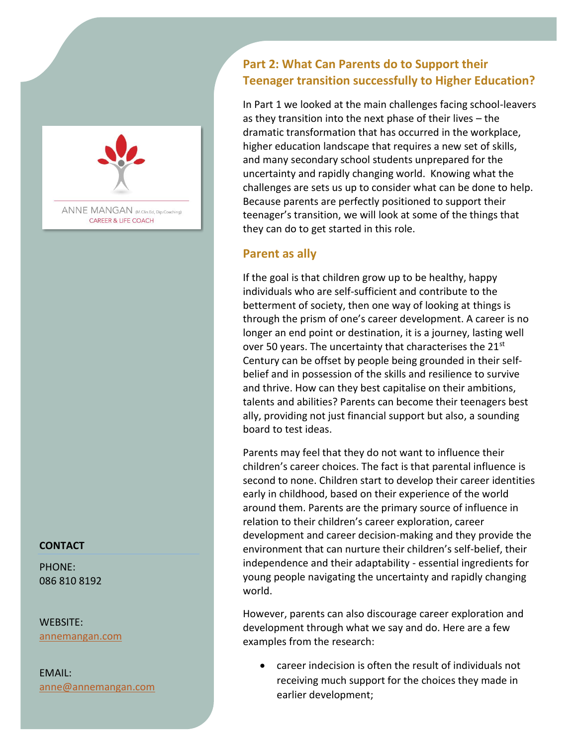ANNE MANGAN (M.Clin.Ed, Dip.Coaching)
CAREER & LIFE COACH

**CONTACT**

PHONE:
086 810 8192

WEBSITE:
annemangan.com

EMAIL:
anne@annemangan.com

## Part 2: What Can Parents do to Support their Teenager transition successfully to Higher Education?

In Part 1 we looked at the main challenges facing school-leavers as they transition into the next phase of their lives – the dramatic transformation that has occurred in the workplace, higher education landscape that requires a new set of skills, and many secondary school students unprepared for the uncertainty and rapidly changing world. Knowing what the challenges are sets us up to consider what can be done to help. Because parents are perfectly positioned to support their teenager's transition, we will look at some of the things that they can do to get started in this role.

### Parent as ally

If the goal is that children grow up to be healthy, happy individuals who are self-sufficient and contribute to the betterment of society, then one way of looking at things is through the prism of one's career development. A career is no longer an end point or destination, it is a journey, lasting well over 50 years. The uncertainty that characterises the 21st Century can be offset by people being grounded in their self-belief and in possession of the skills and resilience to survive and thrive. How can they best capitalise on their ambitions, talents and abilities? Parents can become their teenagers best ally, providing not just financial support but also, a sounding board to test ideas.

Parents may feel that they do not want to influence their children's career choices. The fact is that parental influence is second to none. Children start to develop their career identities early in childhood, based on their experience of the world around them. Parents are the primary source of influence in relation to their children's career exploration, career development and career decision-making and they provide the environment that can nurture their children's self-belief, their independence and their adaptability - essential ingredients for young people navigating the uncertainty and rapidly changing world.

However, parents can also discourage career exploration and development through what we say and do. Here are a few examples from the research:

- career indecision is often the result of individuals not receiving much support for the choices they made in earlier development;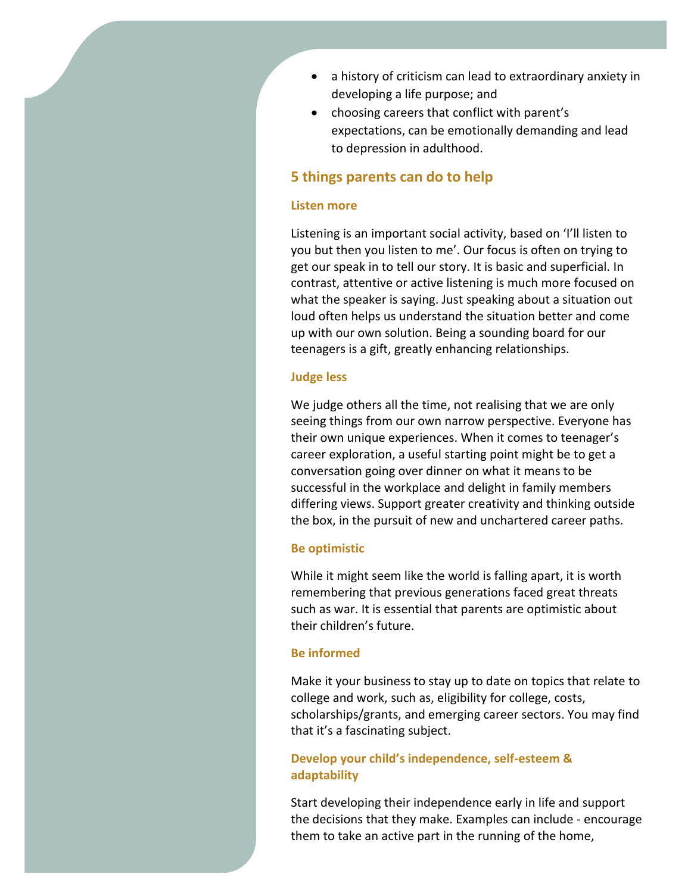- a history of criticism can lead to extraordinary anxiety in developing a life purpose; and
- choosing careers that conflict with parent's expectations, can be emotionally demanding and lead to depression in adulthood.

## 5 things parents can do to help

### Listen more

Listening is an important social activity, based on 'I'll listen to you but then you listen to me'. Our focus is often on trying to get our speak in to tell our story. It is basic and superficial. In contrast, attentive or active listening is much more focused on what the speaker is saying. Just speaking about a situation out loud often helps us understand the situation better and come up with our own solution. Being a sounding board for our teenagers is a gift, greatly enhancing relationships.

### Judge less

We judge others all the time, not realising that we are only seeing things from our own narrow perspective. Everyone has their own unique experiences. When it comes to teenager's career exploration, a useful starting point might be to get a conversation going over dinner on what it means to be successful in the workplace and delight in family members differing views. Support greater creativity and thinking outside the box, in the pursuit of new and unchartered career paths.

### Be optimistic

While it might seem like the world is falling apart, it is worth remembering that previous generations faced great threats such as war. It is essential that parents are optimistic about their children's future.

### Be informed

Make it your business to stay up to date on topics that relate to college and work, such as, eligibility for college, costs, scholarships/grants, and emerging career sectors. You may find that it's a fascinating subject.

### Develop your child's independence, self-esteem & adaptability

Start developing their independence early in life and support the decisions that they make. Examples can include - encourage them to take an active part in the running of the home,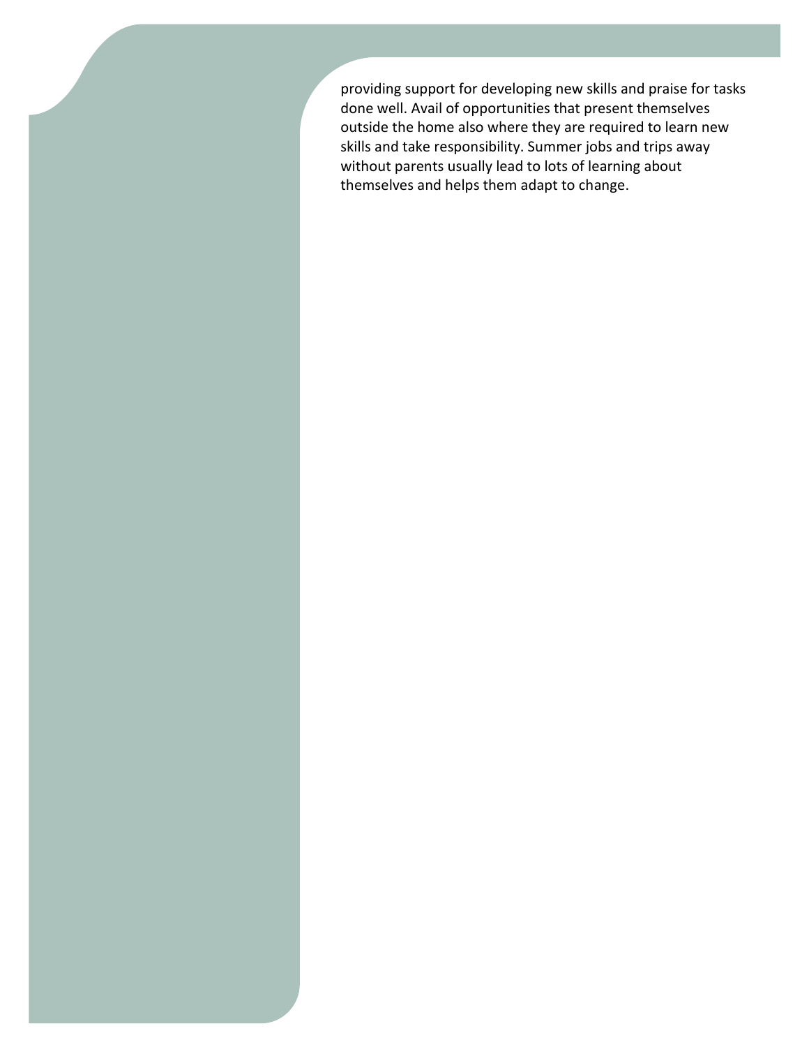providing support for developing new skills and praise for tasks done well. Avail of opportunities that present themselves outside the home also where they are required to learn new skills and take responsibility. Summer jobs and trips away without parents usually lead to lots of learning about themselves and helps them adapt to change.